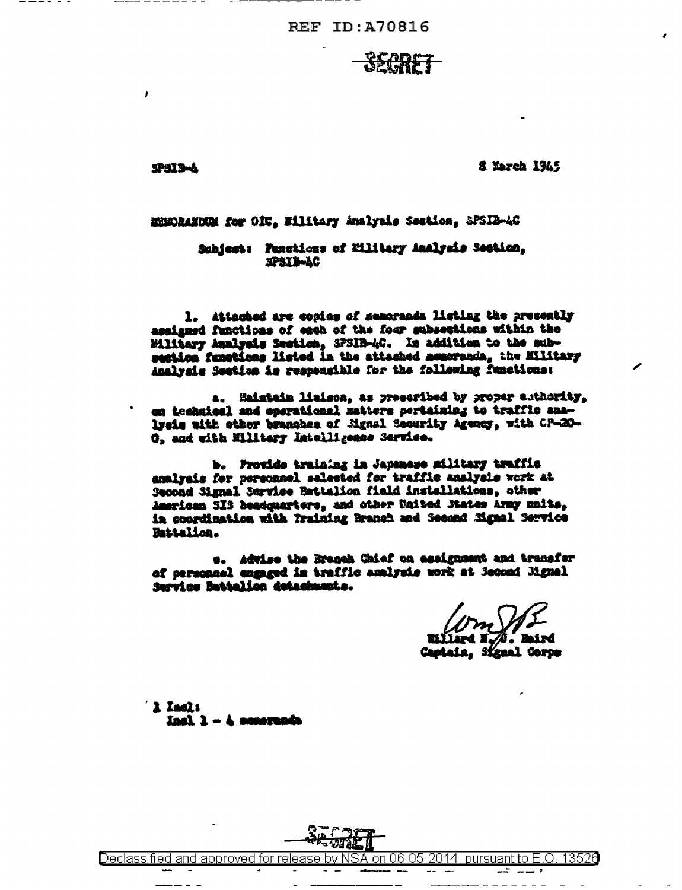REF ID:A70816

SECRET

SPSIB-4

8 March 1945

MEMORANDUM for OIC, Military Analysis Section, SPSIB-4C

Subject: Functions of Military Analysis Section, SPSIB-4C

1. Attached are copies of memoranda listing the presently assigned functions of each of the four subsections within the Military Analysis Section, SPSIB-4C. In addition to the subsection functions listed in the attached memoranda, the Military Analysis Section is responsible for the following functions:

a. Maintain liaison, as prescribed by proper authority, on technical and operational matters pertaining to traffic analysis with other branches of Signal Security Agency, with OP-20-G, and with Military Intelligence Service.

b. Provide training in Japanese military traffic analysis for personnel selected for traffic analysis work at Second Signal Service Battalion field installations, other American SIS headquarters, and other United States Army units, in coordination with Training Branch and Second Signal Service Battalion.

c. Advise the Branch Chief on assignment and transfer of personnel engaged in traffic analysis work at Second Signal Service Battalion detachments.

Willard N. S. Baird
Captain, Signal Corps

1 Incl:
Incl 1 - 4 memoranda

SECRET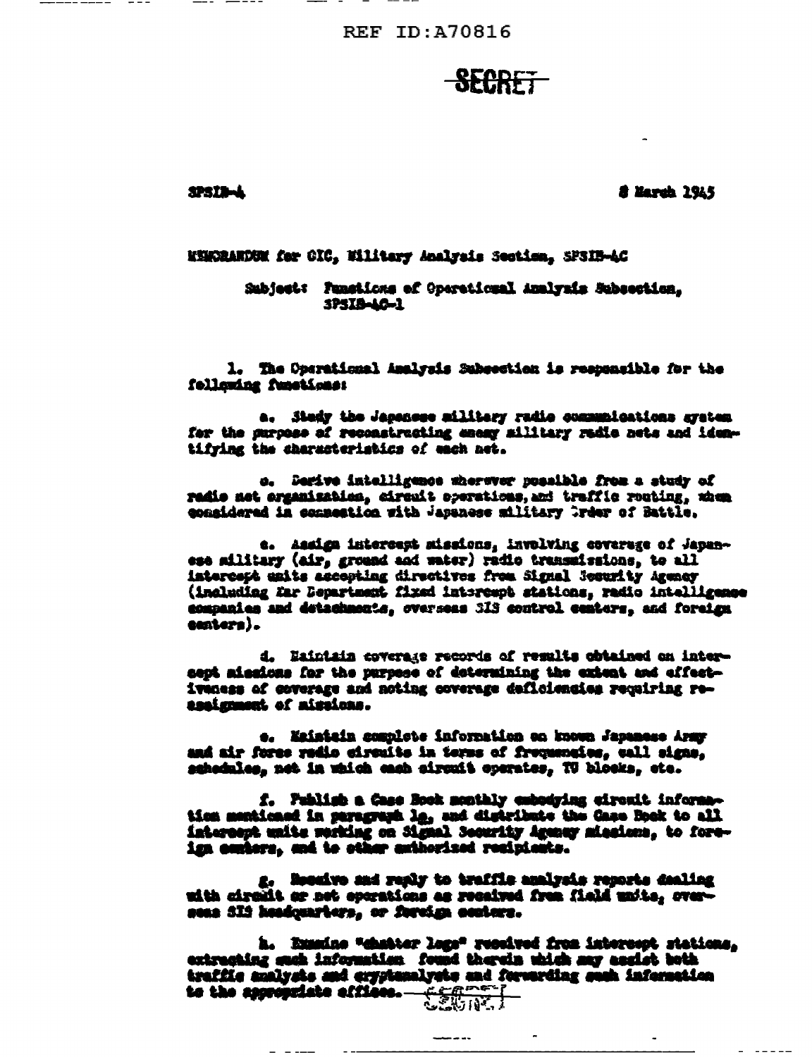REF ID:A70816

SECRET

SPSIB-4

8 March 1945

MEMORANDUM for OIC, Military Analysis Section, SPSIB-AC

Subject: Functions of Operational Analysis Subsection, SPSIB-AC-1

1. The Operational Analysis Subsection is responsible for the following functions:

a. Study the Japanese military radio communications system for the purpose of reconstructing enemy military radio nets and identifying the characteristics of each net.

b. Derive intelligence wherever possible from a study of radio net organization, circuit operations, and traffic routing, when considered in connection with Japanese military Order of Battle.

c. Assign intercept missions, involving coverage of Japanese military (air, ground and water) radio transmissions, to all intercept units accepting directives from Signal Security Agency (including War Department fixed intercept stations, radio intelligence companies and detachments, overseas SIS control centers, and foreign centers).

d. Maintain coverage records of results obtained on intercept missions for the purpose of determining the extent and effectiveness of coverage and noting coverage deficiencies requiring reassignment of missions.

e. Maintain complete information on known Japanese Army and air force radio circuits in terms of frequencies, call signs, schedules, net in which each circuit operates, TU blocks, etc.

f. Publish a Case Book monthly embodying circuit information mentioned in paragraph 1e, and distribute the Case Book to all intercept units working on Signal Security Agency missions, to foreign centers, and to other authorized recipients.

g. Receive and reply to traffic analysis reports dealing with circuit or net operations as received from field units, overseas SIS headquarters, or foreign centers.

h. Examine "chatter logs" received from intercept stations, extracting such information found therein which may assist both traffic analysts and cryptanalysts and forwarding such information to the appropriate offices.

SECRET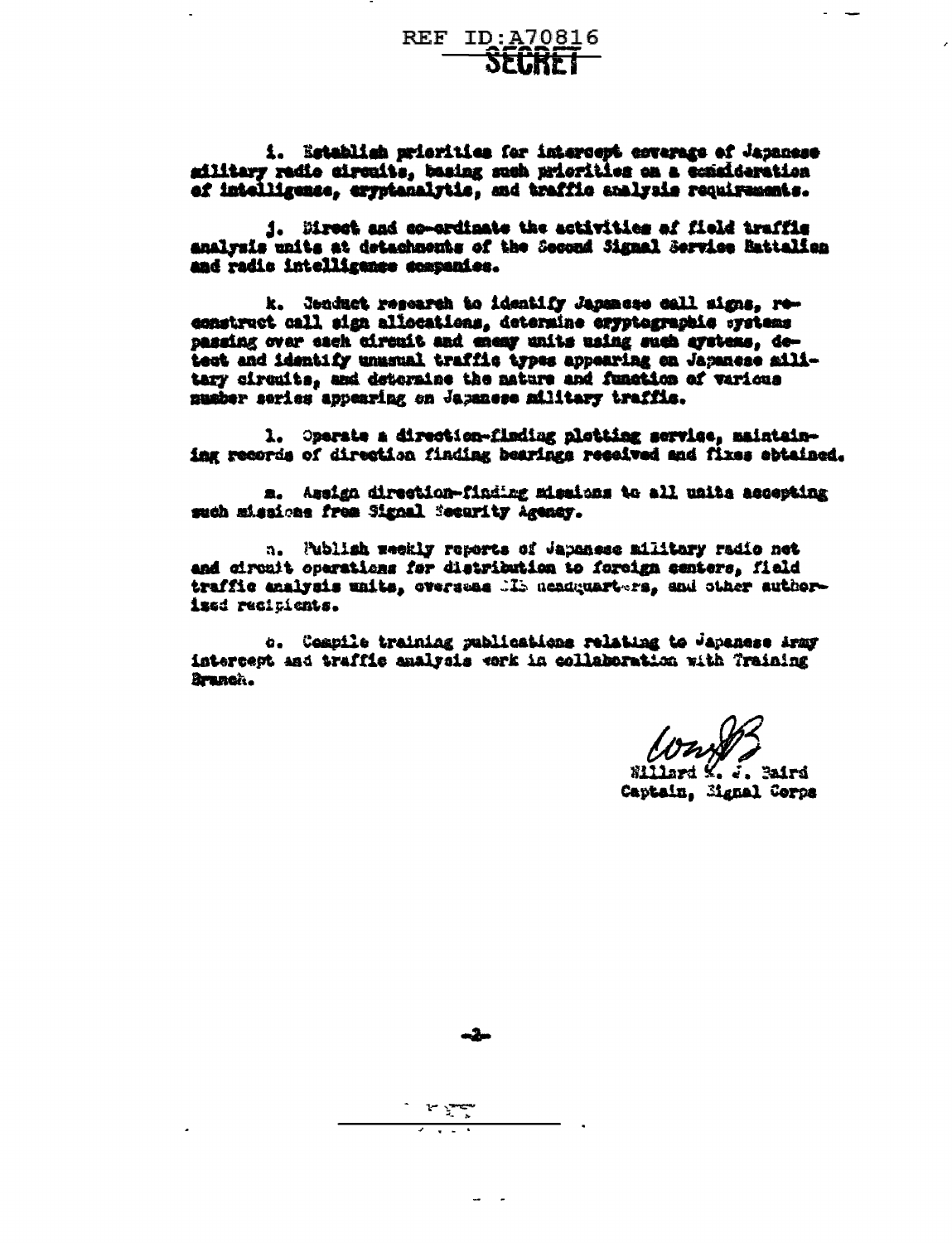i. Establish priorities for intercept coverage of Japanese military radio circuits, basing such priorities on a consideration of intelligence, cryptanalytic, and traffic analysis requirements.

j. Direct and co-ordinate the activities of field traffic analysis units at detachments of the Second Signal Service Battalion and radio intelligence companies.

k. Conduct research to identify Japanese call signs, reconstruct call sign allocations, determine cryptographic systems passing over each circuit and enemy units using such systems, detect and identify unusual traffic types appearing on Japanese military circuits, and determine the nature and function of various number series appearing on Japanese military traffic.

l. Operate a direction-finding plotting service, maintaining records of direction finding bearings received and fixes obtained.

m. Assign direction-finding missions to all units accepting such missions from Signal Security Agency.

n. Publish weekly reports of Japanese military radio net and circuit operations for distribution to foreign centers, field traffic analysis units, overseas SIS headquarters, and other authorized recipients.

o. Compile training publications relating to Japanese Army intercept and traffic analysis work in collaboration with Training Branch.

Willard K. J. Baird
Captain, Signal Corps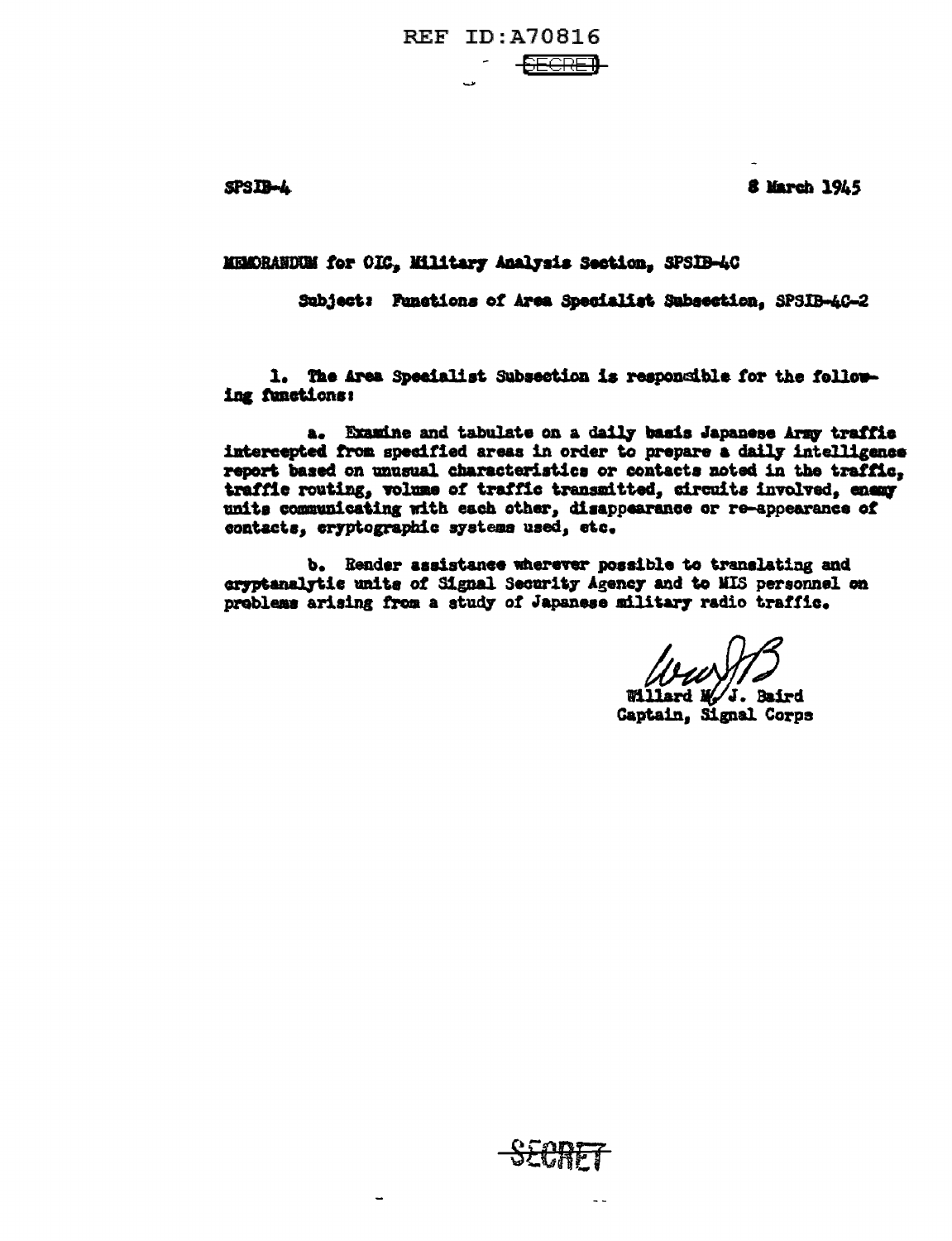REF ID:A70816

SECRET

SPSIB-4 8 March 1945

MEMORANDUM for OIC, Military Analysis Section, SPSIB-4C

Subject: Functions of Area Specialist Subsection, SPSIB-4C-2

1. The Area Specialist Subsection is responsible for the following functions:

a. Examine and tabulate on a daily basis Japanese Army traffic intercepted from specified areas in order to prepare a daily intelligence report based on unusual characteristics or contacts noted in the traffic, traffic routing, volume of traffic transmitted, circuits involved, enemy units communicating with each other, disappearance or re-appearance of contacts, cryptographic systems used, etc.

b. Render assistance wherever possible to translating and cryptanalytic units of Signal Security Agency and to MIS personnel on problems arising from a study of Japanese military radio traffic.

WMJB

Willard M. J. Baird
Captain, Signal Corps

SECRET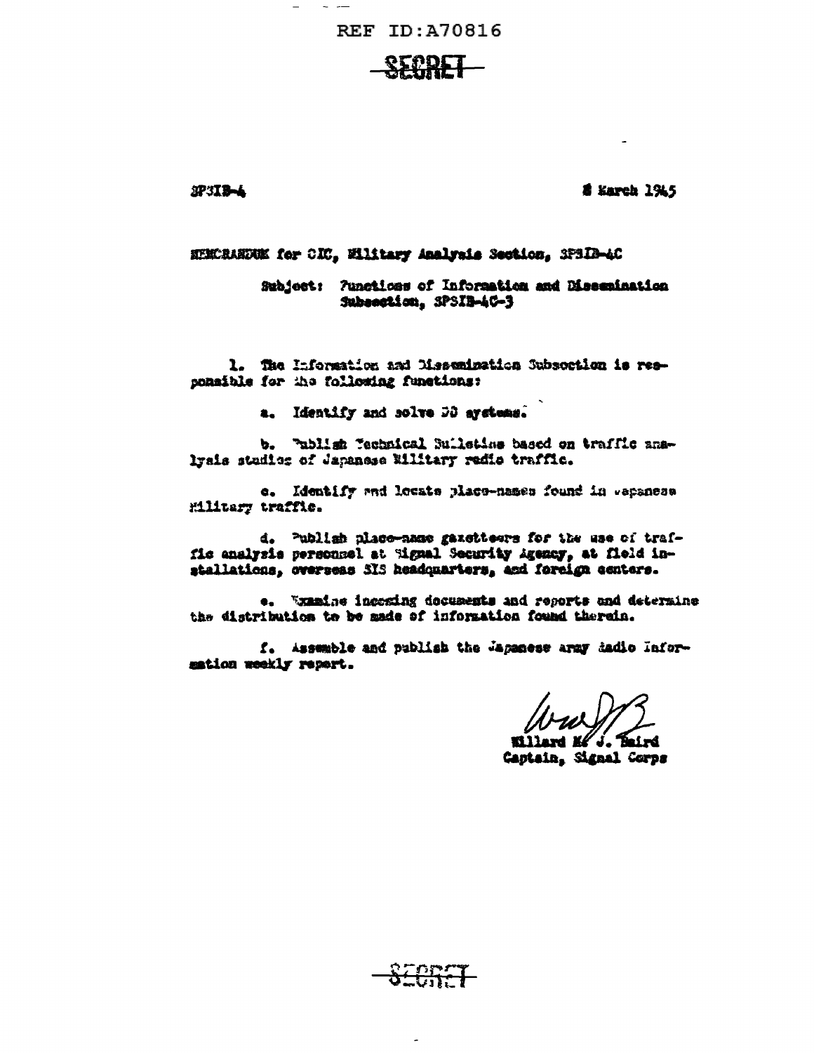SECRET

SPSIB-4 8 March 1945

MEMORANDUM for OIC, Military Analysis Section, SPSIB-4C

Subject: Functions of Information and Dissemination Subsection, SPSIB-4C-3

1. The Information and Dissemination Subsection is responsible for the following functions:

a. Identify and solve DD systems.

b. Publish Technical Bulletins based on traffic analysis studies of Japanese Military radio traffic.

c. Identify and locate place-names found in Japanese Military traffic.

d. Publish place-name gazetteers for the use of traffic analysis personnel at Signal Security Agency, at field installations, overseas SIS headquarters, and foreign centers.

e. Examine incoming documents and reports and determine the distribution to be made of information found therein.

f. Assemble and publish the Japanese Army Radio Information weekly report.

Willard M. J. Baird
Captain, Signal Corps

SECRET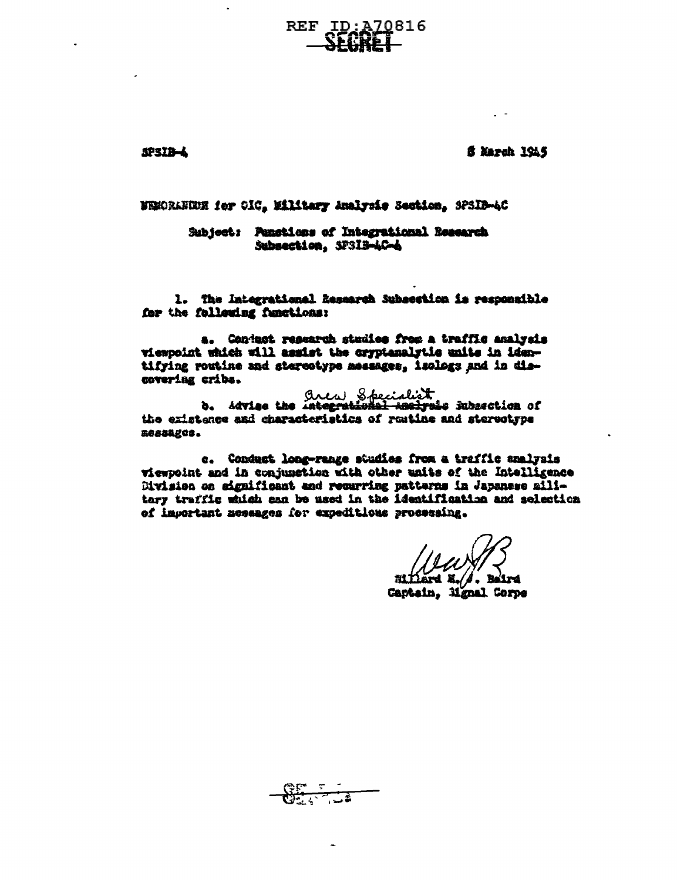REF ID:A70816

SECRET

SPSIB-4

8 March 1945

MEMORANDUM for OIC, Military Analysis Section, SPSIB-4C

Subject: Functions of Integrational Research Subsection, SPSIB-4C-4

1. The Integrational Research Subsection is responsible for the following functions:

a. Conduct research studies from a traffic analysis viewpoint which will assist the cryptanalytic units in identifying routine and stereotype messages, isologs and in discovering cribs.

b. Advise the ~~Integrational Analysis~~ Area Specialist Subsection of the existence and characteristics of routine and stereotype messages.

c. Conduct long-range studies from a traffic analysis viewpoint and in conjunction with other units of the Intelligence Division on significant and recurring patterns in Japanese military traffic which can be used in the identification and selection of important messages for expeditious processing.

Millard E. J. Baird
Captain, Signal Corps

SECRET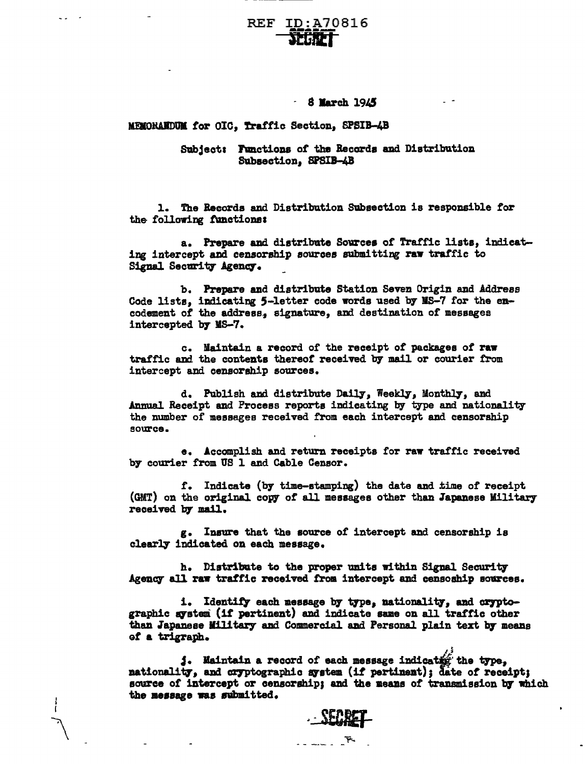REF ID:A70816

SECRET

8 March 1945

MEMORANDUM for OIC, Traffic Section, SPSIB-4B

Subject: Functions of the Records and Distribution Subsection, SPSIB-4B

1. The Records and Distribution Subsection is responsible for the following functions:

a. Prepare and distribute Sources of Traffic lists, indicating intercept and censorship sources submitting raw traffic to Signal Security Agency.

b. Prepare and distribute Station Seven Origin and Address Code lists, indicating 5-letter code words used by MS-7 for the encodement of the address, signature, and destination of messages intercepted by MS-7.

c. Maintain a record of the receipt of packages of raw traffic and the contents thereof received by mail or courier from intercept and censorship sources.

d. Publish and distribute Daily, Weekly, Monthly, and Annual Receipt and Process reports indicating by type and nationality the number of messages received from each intercept and censorship source.

e. Accomplish and return receipts for raw traffic received by courier from US 1 and Cable Censor.

f. Indicate (by time-stamping) the date and time of receipt (GMT) on the original copy of all messages other than Japanese Military received by mail.

g. Insure that the source of intercept and censorship is clearly indicated on each message.

h. Distribute to the proper units within Signal Security Agency all raw traffic received from intercept and censoship sources.

i. Identify each message by type, nationality, and cryptographic system (if pertinent) and indicate same on all traffic other than Japanese Military and Commercial and Personal plain text by means of a trigraph.

j. Maintain a record of each message indicating the type, nationality, and cryptographic system (if pertinent); date of receipt; source of intercept or censorship; and the means of transmission by which the message was submitted.

SECRET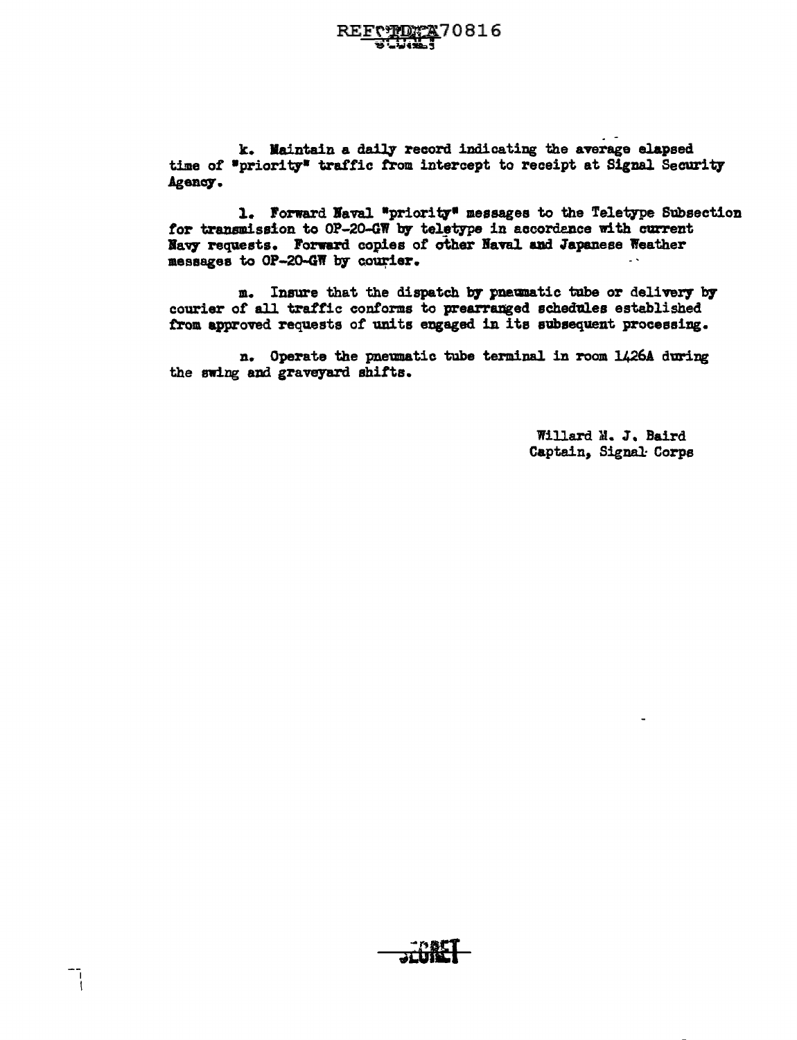k. Maintain a daily record indicating the average elapsed time of "priority" traffic from intercept to receipt at Signal Security Agency.

l. Forward Naval "priority" messages to the Teletype Subsection for transmission to OP-20-GW by teletype in accordance with current Navy requests. Forward copies of other Naval and Japanese Weather messages to OP-20-GW by courier.

m. Insure that the dispatch by pneumatic tube or delivery by courier of all traffic conforms to prearranged schedules established from approved requests of units engaged in its subsequent processing.

n. Operate the pneumatic tube terminal in room 1426A during the swing and graveyard shifts.

Willard M. J. Baird
Captain, Signal Corps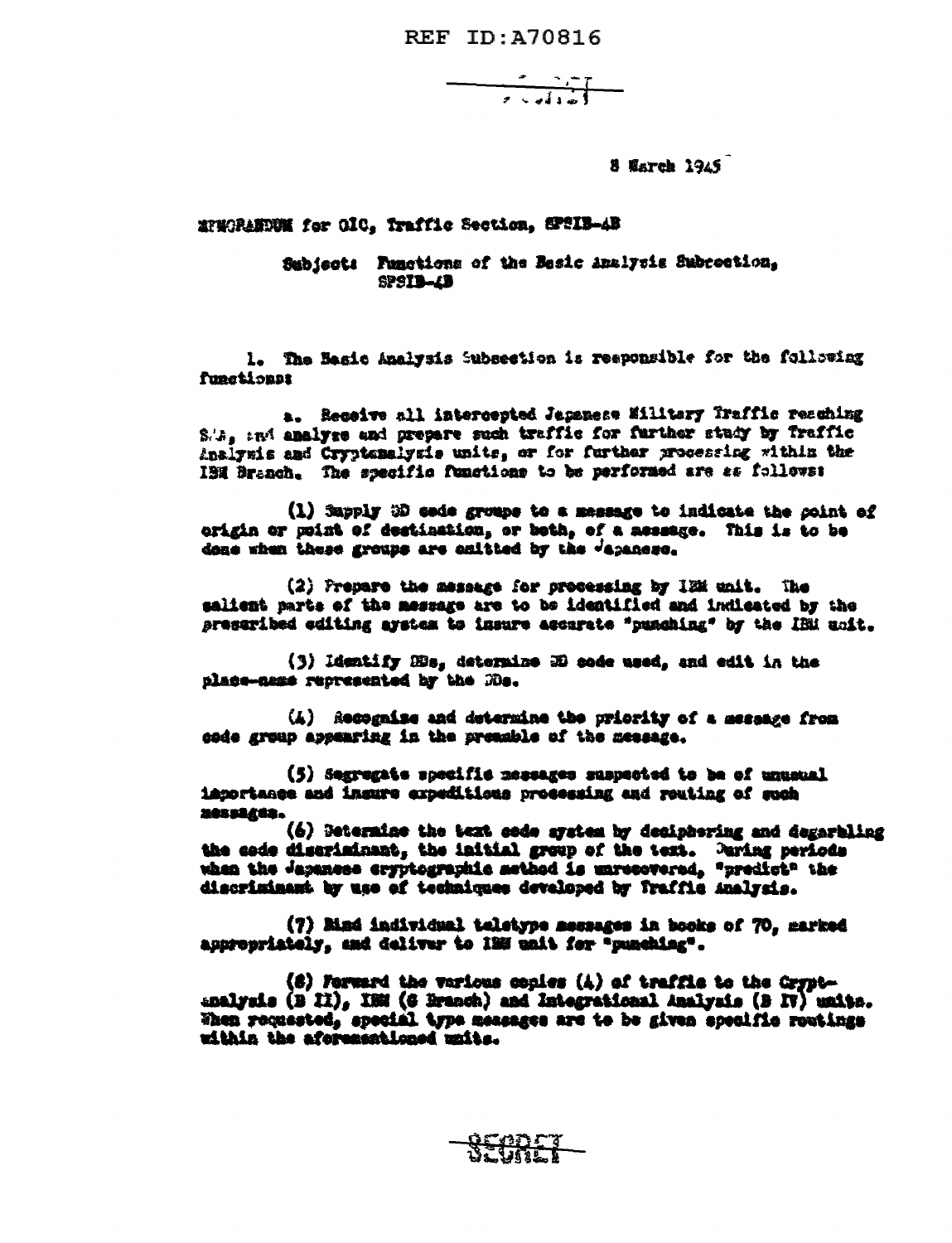REF ID:A70816

SECRET

8 March 1945

MEMORANDUM for OIC, Traffic Section, SPSIB-4B

Subject: Functions of the Basic Analysis Subsection, SPSIB-4B

1. The Basic Analysis Subsection is responsible for the following functions:

a. Receive all intercepted Japanese Military Traffic reaching SSA, and analyze and prepare such traffic for further study by Traffic Analysis and Cryptanalysis units, or for further processing within the IBM Branch. The specific functions to be performed are as follows:

(1) Supply DD code groups to a message to indicate the point of origin or point of destination, or both, of a message. This is to be done when these groups are omitted by the Japanese.

(2) Prepare the message for processing by IBM unit. The salient parts of the message are to be identified and indicated by the prescribed editing system to insure accurate "punching" by the IBM unit.

(3) Identify DDs, determine DD code used, and edit in the place-name represented by the DDs.

(4) Recognize and determine the priority of a message from code group appearing in the preamble of the message.

(5) Segregate specific messages suspected to be of unusual importance and insure expeditious processing and routing of such messages.

(6) Determine the text code system by deciphering and degarbling the code discriminant, the initial group of the text. During periods when the Japanese cryptographic method is unrecovered, "predict" the discriminant by use of techniques developed by Traffic Analysis.

(7) Bind individual teletype messages in books of 70, marked appropriately, and deliver to IBM unit for "punching".

(8) Forward the various copies (4) of traffic to the Cryptanalysis (B II), IBM (G Branch) and Integrational Analysis (B IV) units. When requested, special type messages are to be given specific routings within the aforementioned units.

SECRET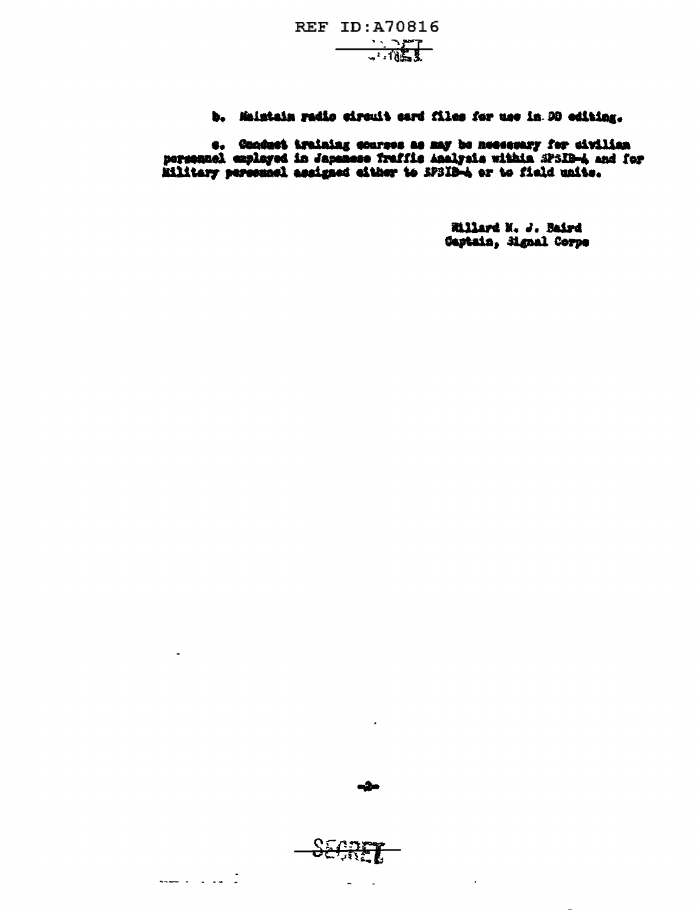b. Maintain radio circuit card files for use in DD editing.

c. Conduct training courses as may be necessary for civilian personnel employed in Japanese Traffic Analysis within SPSIB-4 and for Military personnel assigned either to SPSIB-4 or to field units.

Willard M. J. Baird
Captain, Signal Corps

SECRET